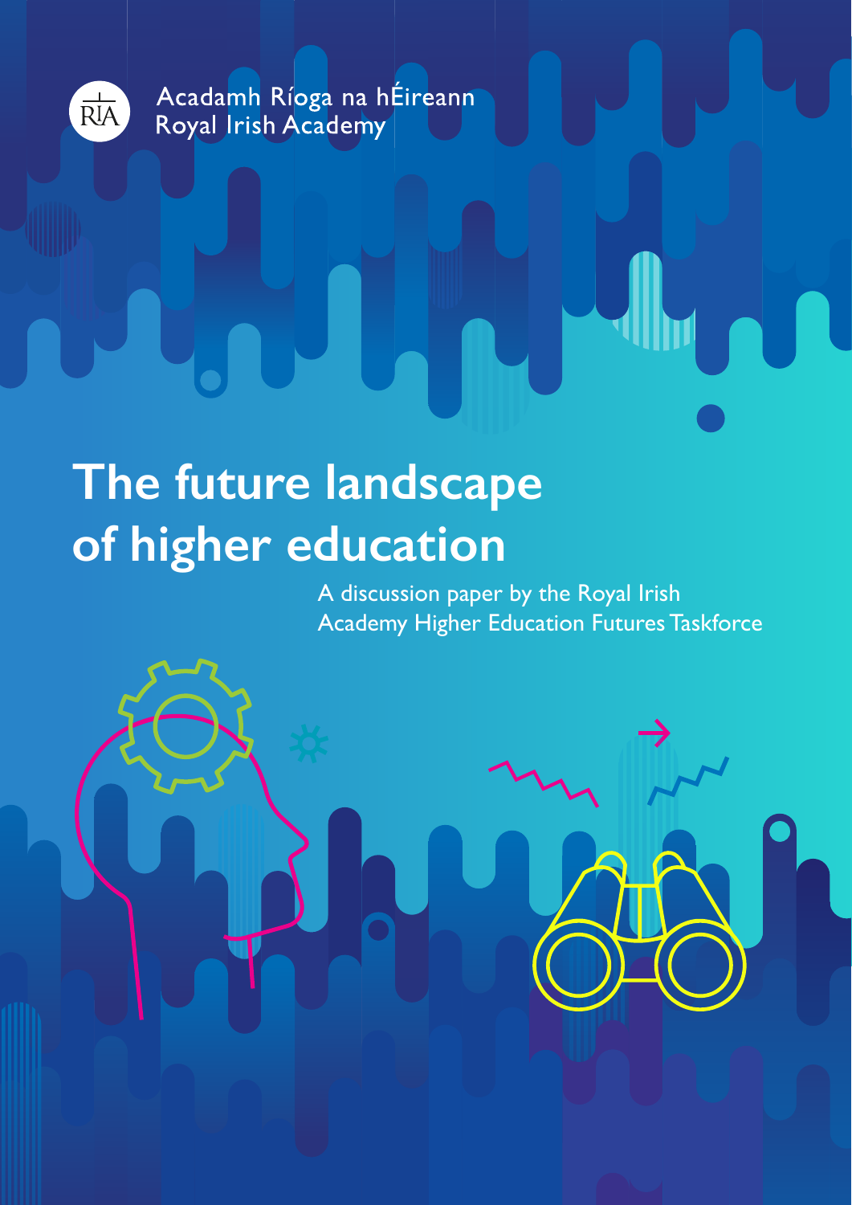Acadamh Ríoga na hÉireann
Royal Irish Academy

# The future landscape of higher education

A discussion paper by the Royal Irish Academy Higher Education Futures Taskforce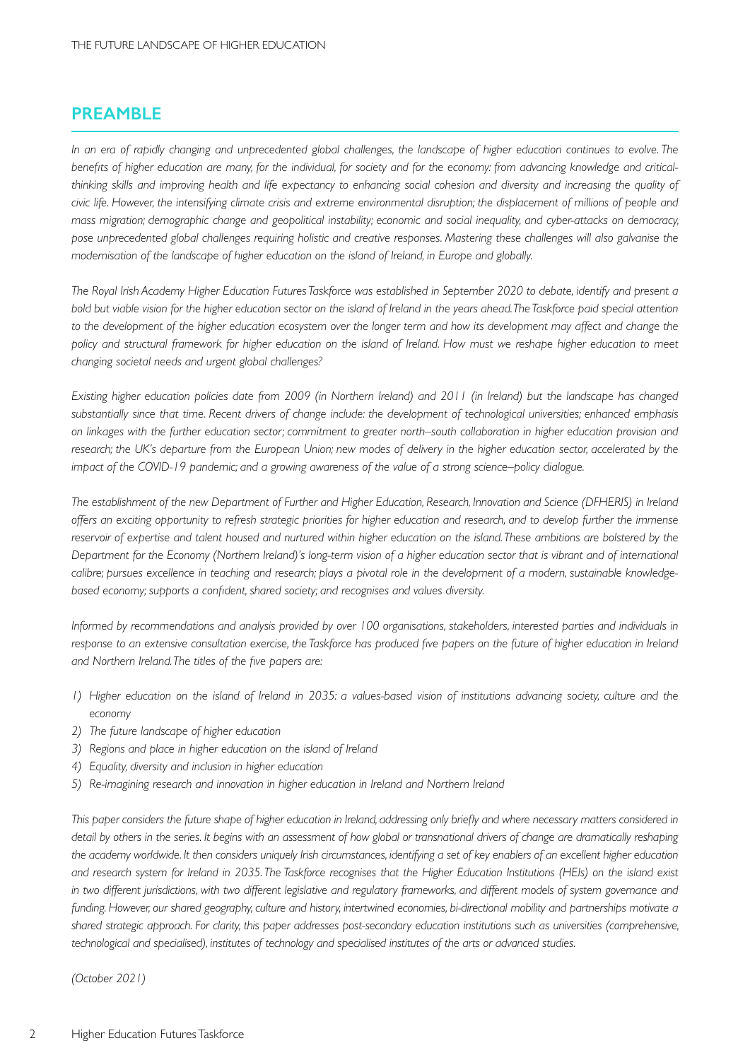## PREAMBLE

*In an era of rapidly changing and unprecedented global challenges, the landscape of higher education continues to evolve. The benefits of higher education are many, for the individual, for society and for the economy: from advancing knowledge and critical-thinking skills and improving health and life expectancy to enhancing social cohesion and diversity and increasing the quality of civic life. However, the intensifying climate crisis and extreme environmental disruption; the displacement of millions of people and mass migration; demographic change and geopolitical instability; economic and social inequality, and cyber-attacks on democracy, pose unprecedented global challenges requiring holistic and creative responses. Mastering these challenges will also galvanise the modernisation of the landscape of higher education on the island of Ireland, in Europe and globally.*

*The Royal Irish Academy Higher Education Futures Taskforce was established in September 2020 to debate, identify and present a bold but viable vision for the higher education sector on the island of Ireland in the years ahead. The Taskforce paid special attention to the development of the higher education ecosystem over the longer term and how its development may affect and change the policy and structural framework for higher education on the island of Ireland. How must we reshape higher education to meet changing societal needs and urgent global challenges?*

*Existing higher education policies date from 2009 (in Northern Ireland) and 2011 (in Ireland) but the landscape has changed substantially since that time. Recent drivers of change include: the development of technological universities; enhanced emphasis on linkages with the further education sector; commitment to greater north–south collaboration in higher education provision and research; the UK's departure from the European Union; new modes of delivery in the higher education sector, accelerated by the impact of the COVID-19 pandemic; and a growing awareness of the value of a strong science–policy dialogue.*

*The establishment of the new Department of Further and Higher Education, Research, Innovation and Science (DFHERIS) in Ireland offers an exciting opportunity to refresh strategic priorities for higher education and research, and to develop further the immense reservoir of expertise and talent housed and nurtured within higher education on the island. These ambitions are bolstered by the Department for the Economy (Northern Ireland)'s long-term vision of a higher education sector that is vibrant and of international calibre; pursues excellence in teaching and research; plays a pivotal role in the development of a modern, sustainable knowledge-based economy; supports a confident, shared society; and recognises and values diversity.*

*Informed by recommendations and analysis provided by over 100 organisations, stakeholders, interested parties and individuals in response to an extensive consultation exercise, the Taskforce has produced five papers on the future of higher education in Ireland and Northern Ireland. The titles of the five papers are:*

1) *Higher education on the island of Ireland in 2035: a values-based vision of institutions advancing society, culture and the economy*
2) *The future landscape of higher education*
3) *Regions and place in higher education on the island of Ireland*
4) *Equality, diversity and inclusion in higher education*
5) *Re-imagining research and innovation in higher education in Ireland and Northern Ireland*

*This paper considers the future shape of higher education in Ireland, addressing only briefly and where necessary matters considered in detail by others in the series. It begins with an assessment of how global or transnational drivers of change are dramatically reshaping the academy worldwide. It then considers uniquely Irish circumstances, identifying a set of key enablers of an excellent higher education and research system for Ireland in 2035. The Taskforce recognises that the Higher Education Institutions (HEIs) on the island exist in two different jurisdictions, with two different legislative and regulatory frameworks, and different models of system governance and funding. However, our shared geography, culture and history, intertwined economies, bi-directional mobility and partnerships motivate a shared strategic approach. For clarity, this paper addresses post-secondary education institutions such as universities (comprehensive, technological and specialised), institutes of technology and specialised institutes of the arts or advanced studies.*

*(October 2021)*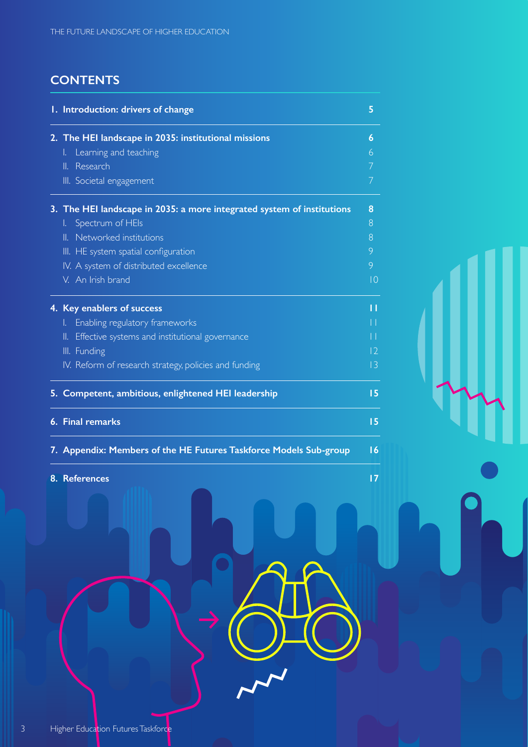# CONTENTS

| | |
|---|---|
| **1. Introduction: drivers of change** | **5** |
| **2. The HEI landscape in 2035: institutional missions** | **6** |
| I. Learning and teaching | 6 |
| II. Research | 7 |
| III. Societal engagement | 7 |
| **3. The HEI landscape in 2035: a more integrated system of institutions** | **8** |
| I. Spectrum of HEIs | 8 |
| II. Networked institutions | 8 |
| III. HE system spatial configuration | 9 |
| IV. A system of distributed excellence | 9 |
| V. An Irish brand | 10 |
| **4. Key enablers of success** | **11** |
| I. Enabling regulatory frameworks | 11 |
| II. Effective systems and institutional governance | 11 |
| III. Funding | 12 |
| IV. Reform of research strategy, policies and funding | 13 |
| **5. Competent, ambitious, enlightened HEI leadership** | **15** |
| **6. Final remarks** | **15** |
| **7. Appendix: Members of the HE Futures Taskforce Models Sub-group** | **16** |
| **8. References** | **17** |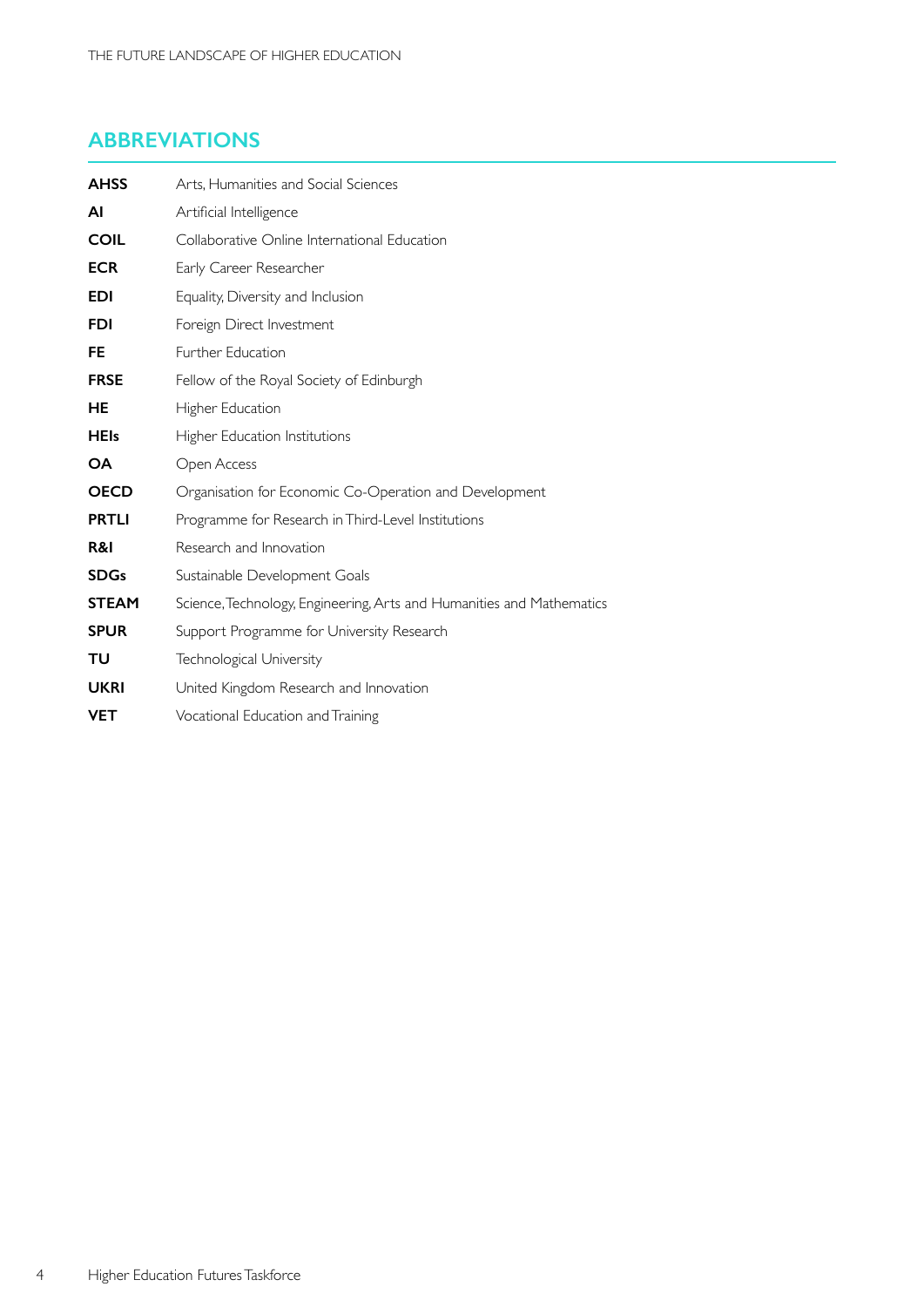## ABBREVIATIONS

| | |
|---|---|
| **AHSS** | Arts, Humanities and Social Sciences |
| **AI** | Artificial Intelligence |
| **COIL** | Collaborative Online International Education |
| **ECR** | Early Career Researcher |
| **EDI** | Equality, Diversity and Inclusion |
| **FDI** | Foreign Direct Investment |
| **FE** | Further Education |
| **FRSE** | Fellow of the Royal Society of Edinburgh |
| **HE** | Higher Education |
| **HEIs** | Higher Education Institutions |
| **OA** | Open Access |
| **OECD** | Organisation for Economic Co-Operation and Development |
| **PRTLI** | Programme for Research in Third-Level Institutions |
| **R&I** | Research and Innovation |
| **SDGs** | Sustainable Development Goals |
| **STEAM** | Science, Technology, Engineering, Arts and Humanities and Mathematics |
| **SPUR** | Support Programme for University Research |
| **TU** | Technological University |
| **UKRI** | United Kingdom Research and Innovation |
| **VET** | Vocational Education and Training |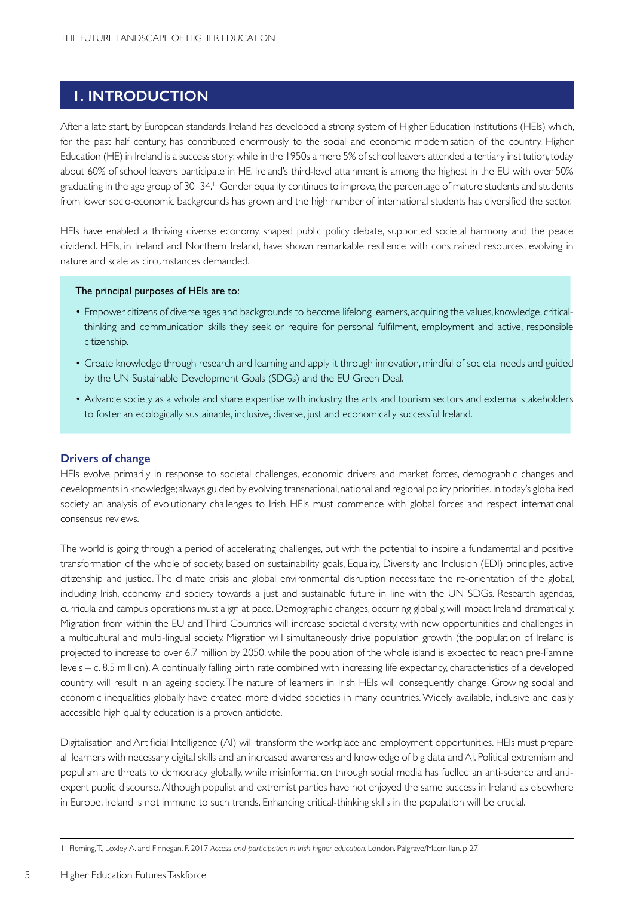# 1. INTRODUCTION

After a late start, by European standards, Ireland has developed a strong system of Higher Education Institutions (HEIs) which, for the past half century, has contributed enormously to the social and economic modernisation of the country. Higher Education (HE) in Ireland is a success story: while in the 1950s a mere 5% of school leavers attended a tertiary institution, today about 60% of school leavers participate in HE. Ireland's third-level attainment is among the highest in the EU with over 50% graduating in the age group of 30–34.[1] Gender equality continues to improve, the percentage of mature students and students from lower socio-economic backgrounds has grown and the high number of international students has diversified the sector.

HEIs have enabled a thriving diverse economy, shaped public policy debate, supported societal harmony and the peace dividend. HEIs, in Ireland and Northern Ireland, have shown remarkable resilience with constrained resources, evolving in nature and scale as circumstances demanded.

**The principal purposes of HEIs are to:**

- Empower citizens of diverse ages and backgrounds to become lifelong learners, acquiring the values, knowledge, critical-thinking and communication skills they seek or require for personal fulfilment, employment and active, responsible citizenship.
- Create knowledge through research and learning and apply it through innovation, mindful of societal needs and guided by the UN Sustainable Development Goals (SDGs) and the EU Green Deal.
- Advance society as a whole and share expertise with industry, the arts and tourism sectors and external stakeholders to foster an ecologically sustainable, inclusive, diverse, just and economically successful Ireland.

## Drivers of change

HEIs evolve primarily in response to societal challenges, economic drivers and market forces, demographic changes and developments in knowledge; always guided by evolving transnational, national and regional policy priorities. In today's globalised society an analysis of evolutionary challenges to Irish HEIs must commence with global forces and respect international consensus reviews.

The world is going through a period of accelerating challenges, but with the potential to inspire a fundamental and positive transformation of the whole of society, based on sustainability goals, Equality, Diversity and Inclusion (EDI) principles, active citizenship and justice. The climate crisis and global environmental disruption necessitate the re-orientation of the global, including Irish, economy and society towards a just and sustainable future in line with the UN SDGs. Research agendas, curricula and campus operations must align at pace. Demographic changes, occurring globally, will impact Ireland dramatically. Migration from within the EU and Third Countries will increase societal diversity, with new opportunities and challenges in a multicultural and multi-lingual society. Migration will simultaneously drive population growth (the population of Ireland is projected to increase to over 6.7 million by 2050, while the population of the whole island is expected to reach pre-Famine levels – c. 8.5 million). A continually falling birth rate combined with increasing life expectancy, characteristics of a developed country, will result in an ageing society. The nature of learners in Irish HEIs will consequently change. Growing social and economic inequalities globally have created more divided societies in many countries. Widely available, inclusive and easily accessible high quality education is a proven antidote.

Digitalisation and Artificial Intelligence (AI) will transform the workplace and employment opportunities. HEIs must prepare all learners with necessary digital skills and an increased awareness and knowledge of big data and AI. Political extremism and populism are threats to democracy globally, while misinformation through social media has fuelled an anti-science and anti-expert public discourse. Although populist and extremist parties have not enjoyed the same success in Ireland as elsewhere in Europe, Ireland is not immune to such trends. Enhancing critical-thinking skills in the population will be crucial.

---

1 Fleming, T., Loxley, A. and Finnegan. F. 2017 *Access and participation in Irish higher education*. London. Palgrave/Macmillan. p 27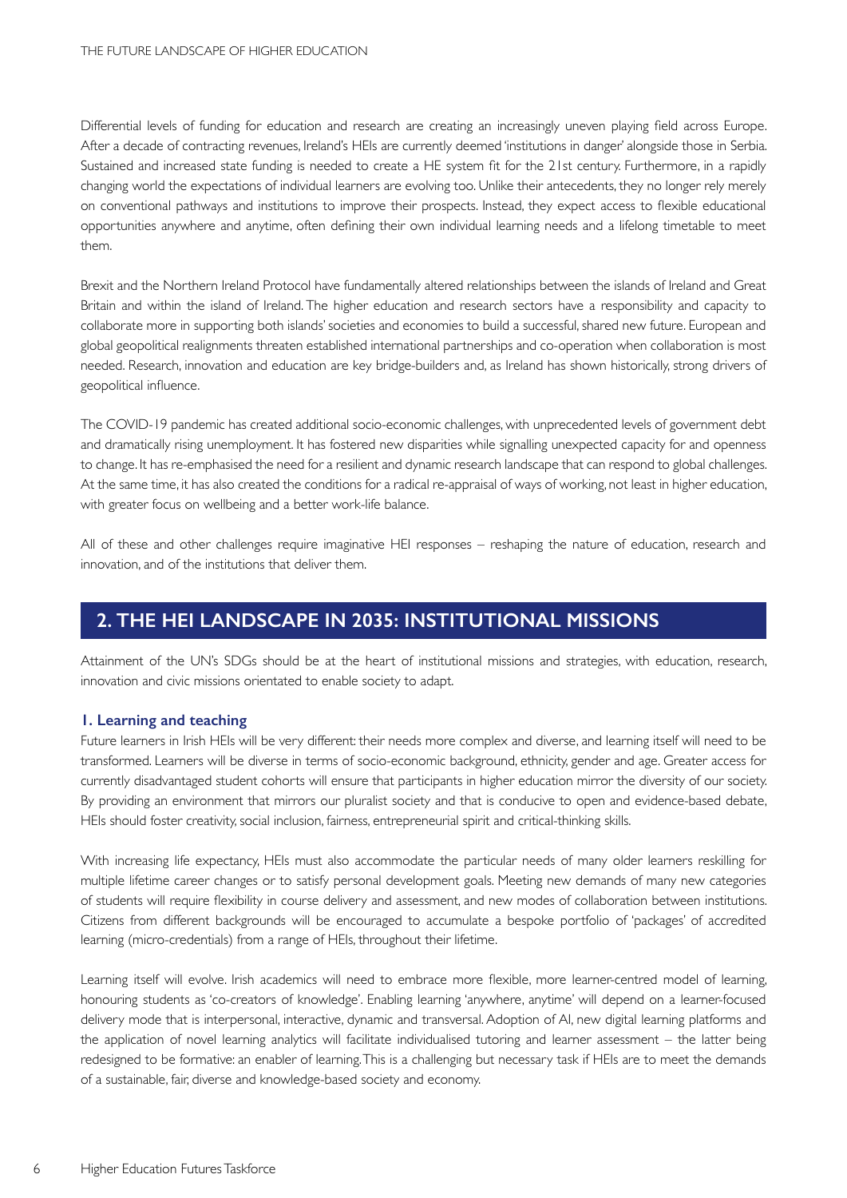Differential levels of funding for education and research are creating an increasingly uneven playing field across Europe. After a decade of contracting revenues, Ireland's HEIs are currently deemed 'institutions in danger' alongside those in Serbia. Sustained and increased state funding is needed to create a HE system fit for the 21st century. Furthermore, in a rapidly changing world the expectations of individual learners are evolving too. Unlike their antecedents, they no longer rely merely on conventional pathways and institutions to improve their prospects. Instead, they expect access to flexible educational opportunities anywhere and anytime, often defining their own individual learning needs and a lifelong timetable to meet them.

Brexit and the Northern Ireland Protocol have fundamentally altered relationships between the islands of Ireland and Great Britain and within the island of Ireland. The higher education and research sectors have a responsibility and capacity to collaborate more in supporting both islands' societies and economies to build a successful, shared new future. European and global geopolitical realignments threaten established international partnerships and co-operation when collaboration is most needed. Research, innovation and education are key bridge-builders and, as Ireland has shown historically, strong drivers of geopolitical influence.

The COVID-19 pandemic has created additional socio-economic challenges, with unprecedented levels of government debt and dramatically rising unemployment. It has fostered new disparities while signalling unexpected capacity for and openness to change. It has re-emphasised the need for a resilient and dynamic research landscape that can respond to global challenges. At the same time, it has also created the conditions for a radical re-appraisal of ways of working, not least in higher education, with greater focus on wellbeing and a better work-life balance.

All of these and other challenges require imaginative HEI responses – reshaping the nature of education, research and innovation, and of the institutions that deliver them.

## 2. THE HEI LANDSCAPE IN 2035: INSTITUTIONAL MISSIONS

Attainment of the UN's SDGs should be at the heart of institutional missions and strategies, with education, research, innovation and civic missions orientated to enable society to adapt.

### 1. Learning and teaching

Future learners in Irish HEIs will be very different: their needs more complex and diverse, and learning itself will need to be transformed. Learners will be diverse in terms of socio-economic background, ethnicity, gender and age. Greater access for currently disadvantaged student cohorts will ensure that participants in higher education mirror the diversity of our society. By providing an environment that mirrors our pluralist society and that is conducive to open and evidence-based debate, HEIs should foster creativity, social inclusion, fairness, entrepreneurial spirit and critical-thinking skills.

With increasing life expectancy, HEIs must also accommodate the particular needs of many older learners reskilling for multiple lifetime career changes or to satisfy personal development goals. Meeting new demands of many new categories of students will require flexibility in course delivery and assessment, and new modes of collaboration between institutions. Citizens from different backgrounds will be encouraged to accumulate a bespoke portfolio of 'packages' of accredited learning (micro-credentials) from a range of HEIs, throughout their lifetime.

Learning itself will evolve. Irish academics will need to embrace more flexible, more learner-centred model of learning, honouring students as 'co-creators of knowledge'. Enabling learning 'anywhere, anytime' will depend on a learner-focused delivery mode that is interpersonal, interactive, dynamic and transversal. Adoption of AI, new digital learning platforms and the application of novel learning analytics will facilitate individualised tutoring and learner assessment – the latter being redesigned to be formative: an enabler of learning. This is a challenging but necessary task if HEIs are to meet the demands of a sustainable, fair, diverse and knowledge-based society and economy.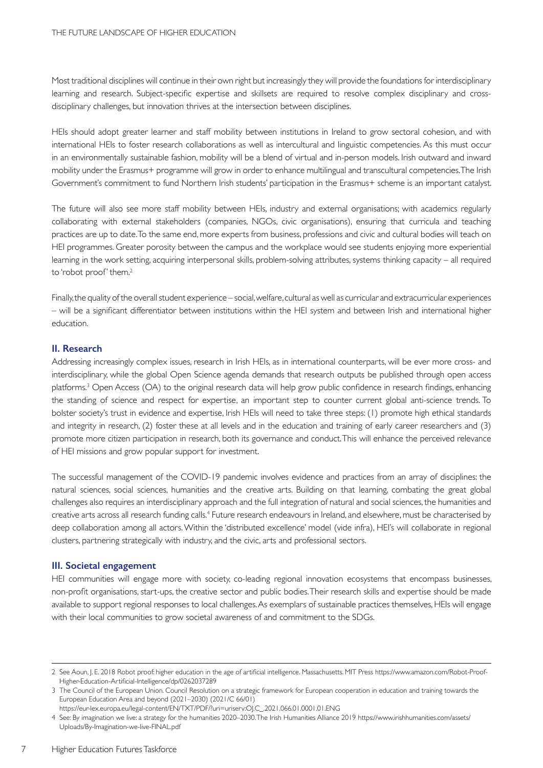Most traditional disciplines will continue in their own right but increasingly they will provide the foundations for interdisciplinary learning and research. Subject-specific expertise and skillsets are required to resolve complex disciplinary and cross-disciplinary challenges, but innovation thrives at the intersection between disciplines.

HEIs should adopt greater learner and staff mobility between institutions in Ireland to grow sectoral cohesion, and with international HEIs to foster research collaborations as well as intercultural and linguistic competencies. As this must occur in an environmentally sustainable fashion, mobility will be a blend of virtual and in-person models. Irish outward and inward mobility under the Erasmus+ programme will grow in order to enhance multilingual and transcultural competencies. The Irish Government's commitment to fund Northern Irish students' participation in the Erasmus+ scheme is an important catalyst.

The future will also see more staff mobility between HEIs, industry and external organisations; with academics regularly collaborating with external stakeholders (companies, NGOs, civic organisations), ensuring that curricula and teaching practices are up to date. To the same end, more experts from business, professions and civic and cultural bodies will teach on HEI programmes. Greater porosity between the campus and the workplace would see students enjoying more experiential learning in the work setting, acquiring interpersonal skills, problem-solving attributes, systems thinking capacity – all required to 'robot proof' them.[2]

Finally, the quality of the overall student experience – social, welfare, cultural as well as curricular and extracurricular experiences – will be a significant differentiator between institutions within the HEI system and between Irish and international higher education.

## II. Research

Addressing increasingly complex issues, research in Irish HEIs, as in international counterparts, will be ever more cross- and interdisciplinary, while the global Open Science agenda demands that research outputs be published through open access platforms.[3] Open Access (OA) to the original research data will help grow public confidence in research findings, enhancing the standing of science and respect for expertise, an important step to counter current global anti-science trends. To bolster society's trust in evidence and expertise, Irish HEIs will need to take three steps: (1) promote high ethical standards and integrity in research, (2) foster these at all levels and in the education and training of early career researchers and (3) promote more citizen participation in research, both its governance and conduct. This will enhance the perceived relevance of HEI missions and grow popular support for investment.

The successful management of the COVID-19 pandemic involves evidence and practices from an array of disciplines: the natural sciences, social sciences, humanities and the creative arts. Building on that learning, combating the great global challenges also requires an interdisciplinary approach and the full integration of natural and social sciences, the humanities and creative arts across all research funding calls.[4] Future research endeavours in Ireland, and elsewhere, must be characterised by deep collaboration among all actors. Within the 'distributed excellence' model (vide infra), HEI's will collaborate in regional clusters, partnering strategically with industry, and the civic, arts and professional sectors.

## III. Societal engagement

HEI communities will engage more with society, co-leading regional innovation ecosystems that encompass businesses, non-profit organisations, start-ups, the creative sector and public bodies. Their research skills and expertise should be made available to support regional responses to local challenges. As exemplars of sustainable practices themselves, HEIs will engage with their local communities to grow societal awareness of and commitment to the SDGs.

---

2 See Aoun, J. E. 2018 Robot proof: higher education in the age of artificial intelligence. Massachusetts. MIT Press https://www.amazon.com/Robot-Proof-Higher-Education-Artificial-Intelligence/dp/0262037289

3 The Council of the European Union. Council Resolution on a strategic framework for European cooperation in education and training towards the European Education Area and beyond (2021–2030) (2021/C 66/01) https://eur-lex.europa.eu/legal-content/EN/TXT/PDF/?uri=uriserv:OJ.C_.2021.066.01.0001.01.ENG

4 See: By imagination we live: a strategy for the humanities 2020–2030. The Irish Humanities Alliance 2019 https://www.irishhumanities.com/assets/Uploads/By-Imagination-we-live-FINAL.pdf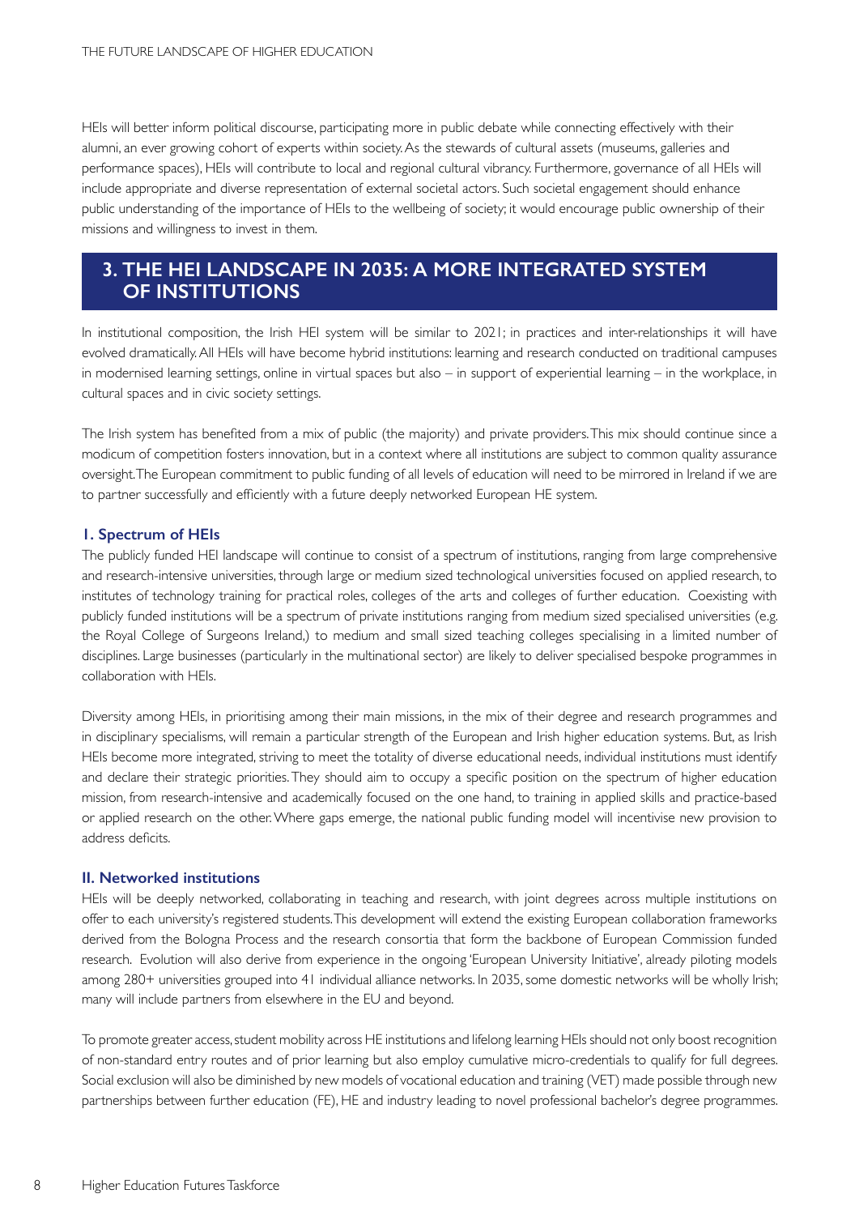HEIs will better inform political discourse, participating more in public debate while connecting effectively with their alumni, an ever growing cohort of experts within society. As the stewards of cultural assets (museums, galleries and performance spaces), HEIs will contribute to local and regional cultural vibrancy. Furthermore, governance of all HEIs will include appropriate and diverse representation of external societal actors. Such societal engagement should enhance public understanding of the importance of HEIs to the wellbeing of society; it would encourage public ownership of their missions and willingness to invest in them.

## 3. THE HEI LANDSCAPE IN 2035: A MORE INTEGRATED SYSTEM OF INSTITUTIONS

In institutional composition, the Irish HEI system will be similar to 2021; in practices and inter-relationships it will have evolved dramatically. All HEIs will have become hybrid institutions: learning and research conducted on traditional campuses in modernised learning settings, online in virtual spaces but also – in support of experiential learning – in the workplace, in cultural spaces and in civic society settings.

The Irish system has benefited from a mix of public (the majority) and private providers. This mix should continue since a modicum of competition fosters innovation, but in a context where all institutions are subject to common quality assurance oversight. The European commitment to public funding of all levels of education will need to be mirrored in Ireland if we are to partner successfully and efficiently with a future deeply networked European HE system.

### I. Spectrum of HEIs

The publicly funded HEI landscape will continue to consist of a spectrum of institutions, ranging from large comprehensive and research-intensive universities, through large or medium sized technological universities focused on applied research, to institutes of technology training for practical roles, colleges of the arts and colleges of further education. Coexisting with publicly funded institutions will be a spectrum of private institutions ranging from medium sized specialised universities (e.g. the Royal College of Surgeons Ireland,) to medium and small sized teaching colleges specialising in a limited number of disciplines. Large businesses (particularly in the multinational sector) are likely to deliver specialised bespoke programmes in collaboration with HEIs.

Diversity among HEIs, in prioritising among their main missions, in the mix of their degree and research programmes and in disciplinary specialisms, will remain a particular strength of the European and Irish higher education systems. But, as Irish HEIs become more integrated, striving to meet the totality of diverse educational needs, individual institutions must identify and declare their strategic priorities. They should aim to occupy a specific position on the spectrum of higher education mission, from research-intensive and academically focused on the one hand, to training in applied skills and practice-based or applied research on the other. Where gaps emerge, the national public funding model will incentivise new provision to address deficits.

### II. Networked institutions

HEIs will be deeply networked, collaborating in teaching and research, with joint degrees across multiple institutions on offer to each university's registered students. This development will extend the existing European collaboration frameworks derived from the Bologna Process and the research consortia that form the backbone of European Commission funded research. Evolution will also derive from experience in the ongoing 'European University Initiative', already piloting models among 280+ universities grouped into 41 individual alliance networks. In 2035, some domestic networks will be wholly Irish; many will include partners from elsewhere in the EU and beyond.

To promote greater access, student mobility across HE institutions and lifelong learning HEIs should not only boost recognition of non-standard entry routes and of prior learning but also employ cumulative micro-credentials to qualify for full degrees. Social exclusion will also be diminished by new models of vocational education and training (VET) made possible through new partnerships between further education (FE), HE and industry leading to novel professional bachelor's degree programmes.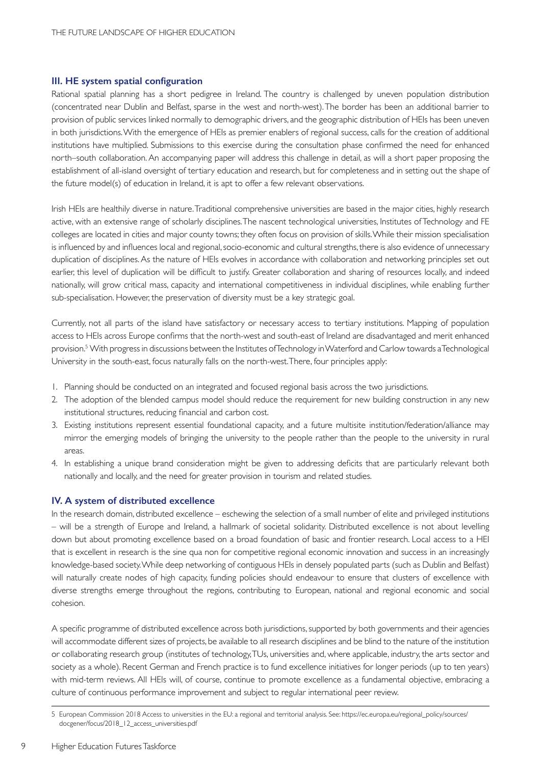### III. HE system spatial configuration

Rational spatial planning has a short pedigree in Ireland. The country is challenged by uneven population distribution (concentrated near Dublin and Belfast, sparse in the west and north-west). The border has been an additional barrier to provision of public services linked normally to demographic drivers, and the geographic distribution of HEIs has been uneven in both jurisdictions. With the emergence of HEIs as premier enablers of regional success, calls for the creation of additional institutions have multiplied. Submissions to this exercise during the consultation phase confirmed the need for enhanced north–south collaboration. An accompanying paper will address this challenge in detail, as will a short paper proposing the establishment of all-island oversight of tertiary education and research, but for completeness and in setting out the shape of the future model(s) of education in Ireland, it is apt to offer a few relevant observations.

Irish HEIs are healthily diverse in nature. Traditional comprehensive universities are based in the major cities, highly research active, with an extensive range of scholarly disciplines. The nascent technological universities, Institutes of Technology and FE colleges are located in cities and major county towns; they often focus on provision of skills. While their mission specialisation is influenced by and influences local and regional, socio-economic and cultural strengths, there is also evidence of unnecessary duplication of disciplines. As the nature of HEIs evolves in accordance with collaboration and networking principles set out earlier, this level of duplication will be difficult to justify. Greater collaboration and sharing of resources locally, and indeed nationally, will grow critical mass, capacity and international competitiveness in individual disciplines, while enabling further sub-specialisation. However, the preservation of diversity must be a key strategic goal.

Currently, not all parts of the island have satisfactory or necessary access to tertiary institutions. Mapping of population access to HEIs across Europe confirms that the north-west and south-east of Ireland are disadvantaged and merit enhanced provision.[5] With progress in discussions between the Institutes of Technology in Waterford and Carlow towards a Technological University in the south-east, focus naturally falls on the north-west. There, four principles apply:

1. Planning should be conducted on an integrated and focused regional basis across the two jurisdictions.
2. The adoption of the blended campus model should reduce the requirement for new building construction in any new institutional structures, reducing financial and carbon cost.
3. Existing institutions represent essential foundational capacity, and a future multisite institution/federation/alliance may mirror the emerging models of bringing the university to the people rather than the people to the university in rural areas.
4. In establishing a unique brand consideration might be given to addressing deficits that are particularly relevant both nationally and locally, and the need for greater provision in tourism and related studies.

### IV. A system of distributed excellence

In the research domain, distributed excellence – eschewing the selection of a small number of elite and privileged institutions – will be a strength of Europe and Ireland, a hallmark of societal solidarity. Distributed excellence is not about levelling down but about promoting excellence based on a broad foundation of basic and frontier research. Local access to a HEI that is excellent in research is the sine qua non for competitive regional economic innovation and success in an increasingly knowledge-based society. While deep networking of contiguous HEIs in densely populated parts (such as Dublin and Belfast) will naturally create nodes of high capacity, funding policies should endeavour to ensure that clusters of excellence with diverse strengths emerge throughout the regions, contributing to European, national and regional economic and social cohesion.

A specific programme of distributed excellence across both jurisdictions, supported by both governments and their agencies will accommodate different sizes of projects, be available to all research disciplines and be blind to the nature of the institution or collaborating research group (institutes of technology, TUs, universities and, where applicable, industry, the arts sector and society as a whole). Recent German and French practice is to fund excellence initiatives for longer periods (up to ten years) with mid-term reviews. All HEIs will, of course, continue to promote excellence as a fundamental objective, embracing a culture of continuous performance improvement and subject to regular international peer review.

---

5 European Commission 2018 Access to universities in the EU: a regional and territorial analysis. See: https://ec.europa.eu/regional_policy/sources/docgener/focus/2018_12_access_universities.pdf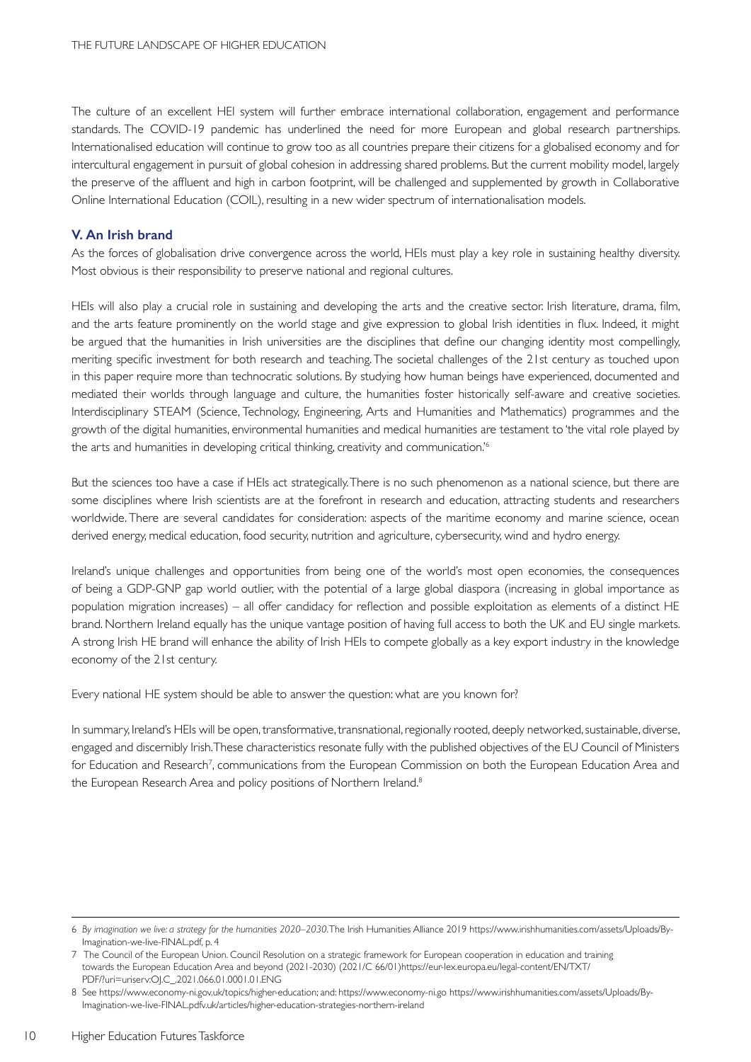The culture of an excellent HEI system will further embrace international collaboration, engagement and performance standards. The COVID-19 pandemic has underlined the need for more European and global research partnerships. Internationalised education will continue to grow too as all countries prepare their citizens for a globalised economy and for intercultural engagement in pursuit of global cohesion in addressing shared problems. But the current mobility model, largely the preserve of the affluent and high in carbon footprint, will be challenged and supplemented by growth in Collaborative Online International Education (COIL), resulting in a new wider spectrum of internationalisation models.

### V. An Irish brand

As the forces of globalisation drive convergence across the world, HEIs must play a key role in sustaining healthy diversity. Most obvious is their responsibility to preserve national and regional cultures.

HEIs will also play a crucial role in sustaining and developing the arts and the creative sector. Irish literature, drama, film, and the arts feature prominently on the world stage and give expression to global Irish identities in flux. Indeed, it might be argued that the humanities in Irish universities are the disciplines that define our changing identity most compellingly, meriting specific investment for both research and teaching. The societal challenges of the 21st century as touched upon in this paper require more than technocratic solutions. By studying how human beings have experienced, documented and mediated their worlds through language and culture, the humanities foster historically self-aware and creative societies. Interdisciplinary STEAM (Science, Technology, Engineering, Arts and Humanities and Mathematics) programmes and the growth of the digital humanities, environmental humanities and medical humanities are testament to 'the vital role played by the arts and humanities in developing critical thinking, creativity and communication.'[6]

But the sciences too have a case if HEIs act strategically. There is no such phenomenon as a national science, but there are some disciplines where Irish scientists are at the forefront in research and education, attracting students and researchers worldwide. There are several candidates for consideration: aspects of the maritime economy and marine science, ocean derived energy, medical education, food security, nutrition and agriculture, cybersecurity, wind and hydro energy.

Ireland's unique challenges and opportunities from being one of the world's most open economies, the consequences of being a GDP-GNP gap world outlier, with the potential of a large global diaspora (increasing in global importance as population migration increases) – all offer candidacy for reflection and possible exploitation as elements of a distinct HE brand. Northern Ireland equally has the unique vantage position of having full access to both the UK and EU single markets. A strong Irish HE brand will enhance the ability of Irish HEIs to compete globally as a key export industry in the knowledge economy of the 21st century.

Every national HE system should be able to answer the question: what are you known for?

In summary, Ireland's HEIs will be open, transformative, transnational, regionally rooted, deeply networked, sustainable, diverse, engaged and discernibly Irish. These characteristics resonate fully with the published objectives of the EU Council of Ministers for Education and Research[7], communications from the European Commission on both the European Education Area and the European Research Area and policy positions of Northern Ireland.[8]

---

6 *By imagination we live: a strategy for the humanities 2020–2030.* The Irish Humanities Alliance 2019 https://www.irishhumanities.com/assets/Uploads/By-Imagination-we-live-FINAL.pdf, p. 4

7 The Council of the European Union. Council Resolution on a strategic framework for European cooperation in education and training towards the European Education Area and beyond (2021-2030) (2021/C 66/01)https://eur-lex.europa.eu/legal-content/EN/TXT/PDF/?uri=uriserv:OJ.C_.2021.066.01.0001.01.ENG

8 See https://www.economy-ni.gov.uk/topics/higher-education; and: https://www.economy-ni.go https://www.irishhumanities.com/assets/Uploads/By-Imagination-we-live-FINAL.pdfv.uk/articles/higher-education-strategies-northern-ireland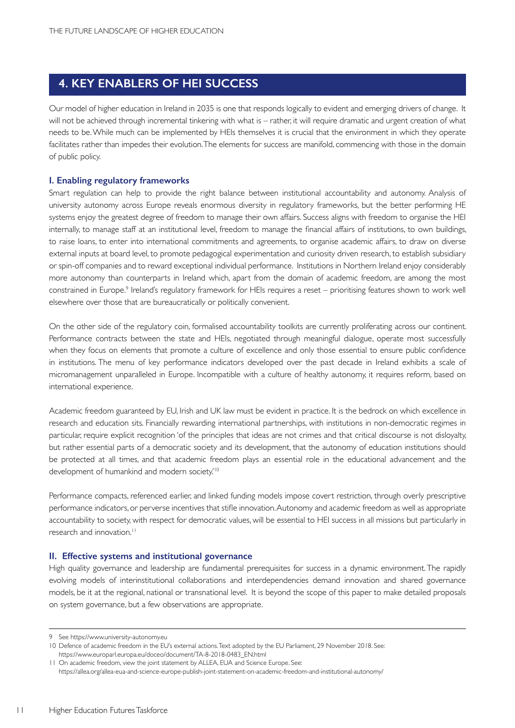## 4. KEY ENABLERS OF HEI SUCCESS

Our model of higher education in Ireland in 2035 is one that responds logically to evident and emerging drivers of change. It will not be achieved through incremental tinkering with what is – rather, it will require dramatic and urgent creation of what needs to be. While much can be implemented by HEIs themselves it is crucial that the environment in which they operate facilitates rather than impedes their evolution. The elements for success are manifold, commencing with those in the domain of public policy.

### I. Enabling regulatory frameworks

Smart regulation can help to provide the right balance between institutional accountability and autonomy. Analysis of university autonomy across Europe reveals enormous diversity in regulatory frameworks, but the better performing HE systems enjoy the greatest degree of freedom to manage their own affairs. Success aligns with freedom to organise the HEI internally, to manage staff at an institutional level, freedom to manage the financial affairs of institutions, to own buildings, to raise loans, to enter into international commitments and agreements, to organise academic affairs, to draw on diverse external inputs at board level, to promote pedagogical experimentation and curiosity driven research, to establish subsidiary or spin-off companies and to reward exceptional individual performance. Institutions in Northern Ireland enjoy considerably more autonomy than counterparts in Ireland which, apart from the domain of academic freedom, are among the most constrained in Europe.[9] Ireland's regulatory framework for HEIs requires a reset – prioritising features shown to work well elsewhere over those that are bureaucratically or politically convenient.

On the other side of the regulatory coin, formalised accountability toolkits are currently proliferating across our continent. Performance contracts between the state and HEIs, negotiated through meaningful dialogue, operate most successfully when they focus on elements that promote a culture of excellence and only those essential to ensure public confidence in institutions. The menu of key performance indicators developed over the past decade in Ireland exhibits a scale of micromanagement unparalleled in Europe. Incompatible with a culture of healthy autonomy, it requires reform, based on international experience.

Academic freedom guaranteed by EU, Irish and UK law must be evident in practice. It is the bedrock on which excellence in research and education sits. Financially rewarding international partnerships, with institutions in non-democratic regimes in particular, require explicit recognition 'of the principles that ideas are not crimes and that critical discourse is not disloyalty, but rather essential parts of a democratic society and its development, that the autonomy of education institutions should be protected at all times, and that academic freedom plays an essential role in the educational advancement and the development of humankind and modern society.'[10]

Performance compacts, referenced earlier, and linked funding models impose covert restriction, through overly prescriptive performance indicators, or perverse incentives that stifle innovation. Autonomy and academic freedom as well as appropriate accountability to society, with respect for democratic values, will be essential to HEI success in all missions but particularly in research and innovation.[11]

### II. Effective systems and institutional governance

High quality governance and leadership are fundamental prerequisites for success in a dynamic environment. The rapidly evolving models of interinstitutional collaborations and interdependencies demand innovation and shared governance models, be it at the regional, national or transnational level. It is beyond the scope of this paper to make detailed proposals on system governance, but a few observations are appropriate.

---

9 See https://www.university-autonomy.eu

10 Defence of academic freedom in the EU's external actions. Text adopted by the EU Parliament, 29 November 2018. See: https://www.europarl.europa.eu/doceo/document/TA-8-2018-0483_EN.html

11 On academic freedom, view the joint statement by ALLEA, EUA and Science Europe. See: https://allea.org/allea-eua-and-science-europe-publish-joint-statement-on-academic-freedom-and-institutional-autonomy/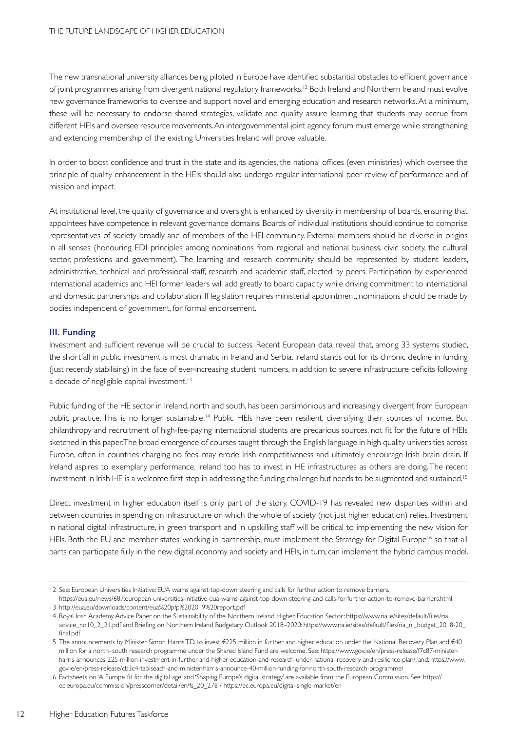The new transnational university alliances being piloted in Europe have identified substantial obstacles to efficient governance of joint programmes arising from divergent national regulatory frameworks.[12] Both Ireland and Northern Ireland must evolve new governance frameworks to oversee and support novel and emerging education and research networks. At a minimum, these will be necessary to endorse shared strategies, validate and quality assure learning that students may accrue from different HEIs and oversee resource movements. An intergovernmental joint agency forum must emerge while strengthening and extending membership of the existing Universities Ireland will prove valuable.

In order to boost confidence and trust in the state and its agencies, the national offices (even ministries) which oversee the principle of quality enhancement in the HEIs should also undergo regular international peer review of performance and of mission and impact.

At institutional level, the quality of governance and oversight is enhanced by diversity in membership of boards, ensuring that appointees have competence in relevant governance domains. Boards of individual institutions should continue to comprise representatives of society broadly and of members of the HEI community. External members should be diverse in origins in all senses (honouring EDI principles among nominations from regional and national business, civic society, the cultural sector, professions and government). The learning and research community should be represented by student leaders, administrative, technical and professional staff, research and academic staff, elected by peers. Participation by experienced international academics and HEI former leaders will add greatly to board capacity while driving commitment to international and domestic partnerships and collaboration. If legislation requires ministerial appointment, nominations should be made by bodies independent of government, for formal endorsement.

### III. Funding

Investment and sufficient revenue will be crucial to success. Recent European data reveal that, among 33 systems studied, the shortfall in public investment is most dramatic in Ireland and Serbia. Ireland stands out for its chronic decline in funding (just recently stabilising) in the face of ever-increasing student numbers, in addition to severe infrastructure deficits following a decade of negligible capital investment.[13]

Public funding of the HE sector in Ireland, north and south, has been parsimonious and increasingly divergent from European public practice. This is no longer sustainable.[14] Public HEIs have been resilient, diversifying their sources of income. But philanthropy and recruitment of high-fee-paying international students are precarious sources, not fit for the future of HEIs sketched in this paper. The broad emergence of courses taught through the English language in high quality universities across Europe, often in countries charging no fees, may erode Irish competitiveness and ultimately encourage Irish brain drain. If Ireland aspires to exemplary performance, Ireland too has to invest in HE infrastructures as others are doing. The recent investment in Irish HE is a welcome first step in addressing the funding challenge but needs to be augmented and sustained.[15]

Direct investment in higher education itself is only part of the story. COVID-19 has revealed new disparities within and between countries in spending on infrastructure on which the whole of society (not just higher education) relies. Investment in national digital infrastructure, in green transport and in upskilling staff will be critical to implementing the new vision for HEIs. Both the EU and member states, working in partnership, must implement the Strategy for Digital Europe[16] so that all parts can participate fully in the new digital economy and society and HEIs, in turn, can implement the hybrid campus model.

---

12 See: European Universities Initiative: EUA warns against top-down steering and calls for further action to remove barriers. https://eua.eu/news/687:european-universities-initiative-eua-warns-against-top-down-steering-and-calls-for-further-action-to-remove-barriers.html

13 http://eua.eu/downloads/content/eua%20pfp%202019%20report.pdf

14 Royal Irish Academy Advice Paper on the Sustainability of the Northern Ireland Higher Education Sector: https://www.ria.ie/sites/default/files/ria_advice_no10_2_21.pdf and Briefing on Northern Ireland Budgetary Outlook 2018–2020: https://www.ria.ie/sites/default/files/ria_ni_budget_2018-20_final.pdf

15 The announcements by Minister Simon Harris T.D. to invest €225 million in further and higher education under the National Recovery Plan and €40 million for a north–south research programme under the Shared Island Fund are welcome. See: https://www.gov.ie/en/press-release/f7c87-minister-harris-announces-225-million-investment-in-further-and-higher-education-and-research-under-national-recovery-and-resilience-plan/; and: https://www.gov.ie/en/press-release/cb3c4-taoiseach-and-minister-harris-announce-40-million-funding-for-north-south-research-programme/

16 Factsheets on 'A Europe fit for the digital age' and 'Shaping Europe's digital strategy' are available from the European Commission. See: https://ec.europa.eu/commission/presscorner/detail/en/fs_20_278 / https://ec.europa.eu/digital-single-market/en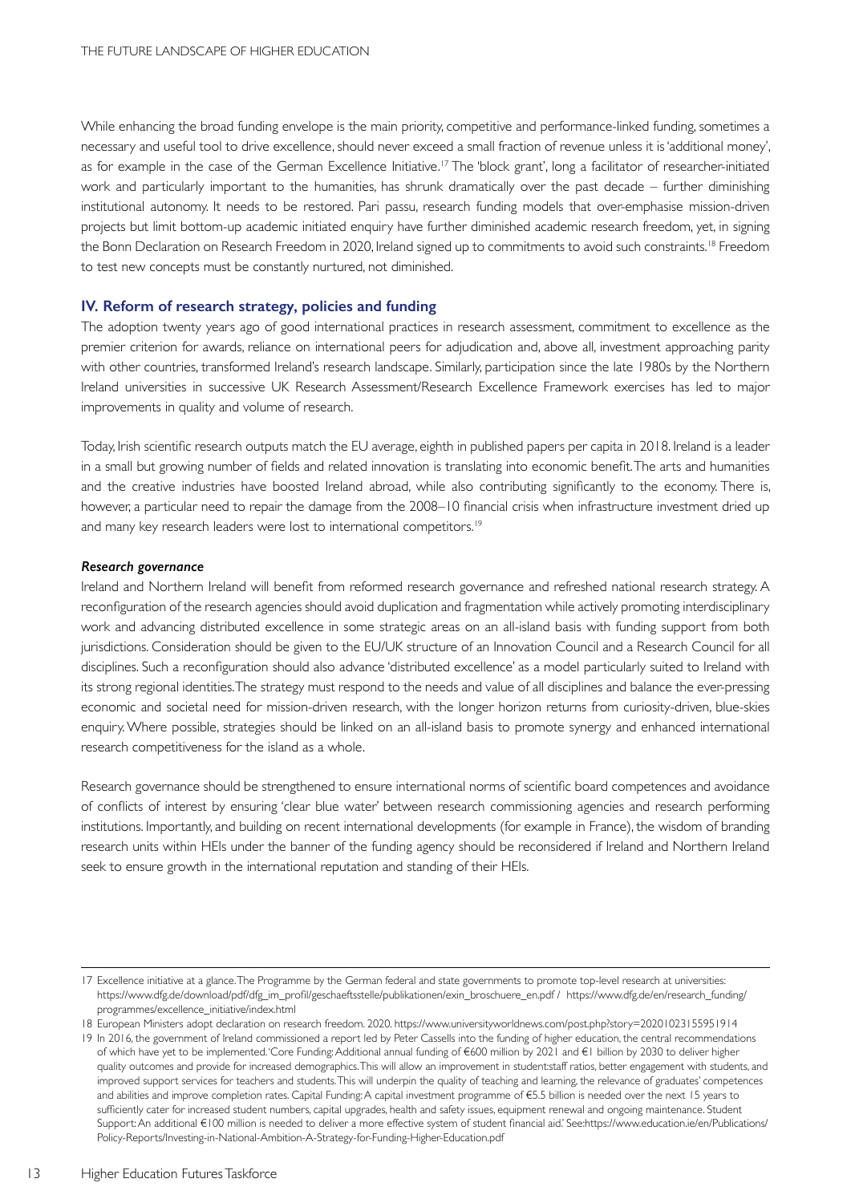While enhancing the broad funding envelope is the main priority, competitive and performance-linked funding, sometimes a necessary and useful tool to drive excellence, should never exceed a small fraction of revenue unless it is 'additional money', as for example in the case of the German Excellence Initiative.[17] The 'block grant', long a facilitator of researcher-initiated work and particularly important to the humanities, has shrunk dramatically over the past decade – further diminishing institutional autonomy. It needs to be restored. Pari passu, research funding models that over-emphasise mission-driven projects but limit bottom-up academic initiated enquiry have further diminished academic research freedom, yet, in signing the Bonn Declaration on Research Freedom in 2020, Ireland signed up to commitments to avoid such constraints.[18] Freedom to test new concepts must be constantly nurtured, not diminished.

## IV. Reform of research strategy, policies and funding

The adoption twenty years ago of good international practices in research assessment, commitment to excellence as the premier criterion for awards, reliance on international peers for adjudication and, above all, investment approaching parity with other countries, transformed Ireland's research landscape. Similarly, participation since the late 1980s by the Northern Ireland universities in successive UK Research Assessment/Research Excellence Framework exercises has led to major improvements in quality and volume of research.

Today, Irish scientific research outputs match the EU average, eighth in published papers per capita in 2018. Ireland is a leader in a small but growing number of fields and related innovation is translating into economic benefit. The arts and humanities and the creative industries have boosted Ireland abroad, while also contributing significantly to the economy. There is, however, a particular need to repair the damage from the 2008–10 financial crisis when infrastructure investment dried up and many key research leaders were lost to international competitors.[19]

### *Research governance*

Ireland and Northern Ireland will benefit from reformed research governance and refreshed national research strategy. A reconfiguration of the research agencies should avoid duplication and fragmentation while actively promoting interdisciplinary work and advancing distributed excellence in some strategic areas on an all-island basis with funding support from both jurisdictions. Consideration should be given to the EU/UK structure of an Innovation Council and a Research Council for all disciplines. Such a reconfiguration should also advance 'distributed excellence' as a model particularly suited to Ireland with its strong regional identities. The strategy must respond to the needs and value of all disciplines and balance the ever-pressing economic and societal need for mission-driven research, with the longer horizon returns from curiosity-driven, blue-skies enquiry. Where possible, strategies should be linked on an all-island basis to promote synergy and enhanced international research competitiveness for the island as a whole.

Research governance should be strengthened to ensure international norms of scientific board competences and avoidance of conflicts of interest by ensuring 'clear blue water' between research commissioning agencies and research performing institutions. Importantly, and building on recent international developments (for example in France), the wisdom of branding research units within HEIs under the banner of the funding agency should be reconsidered if Ireland and Northern Ireland seek to ensure growth in the international reputation and standing of their HEIs.

---

17 Excellence initiative at a glance. The Programme by the German federal and state governments to promote top-level research at universities: https://www.dfg.de/download/pdf/dfg_im_profil/geschaeftsstelle/publikationen/exin_broschuere_en.pdf / https://www.dfg.de/en/research_funding/programmes/excellence_initiative/index.html

18 European Ministers adopt declaration on research freedom. 2020. https://www.universityworldnews.com/post.php?story=20201023155951914

19 In 2016, the government of Ireland commissioned a report led by Peter Cassells into the funding of higher education, the central recommendations of which have yet to be implemented. 'Core Funding: Additional annual funding of €600 million by 2021 and €1 billion by 2030 to deliver higher quality outcomes and provide for increased demographics. This will allow an improvement in student:staff ratios, better engagement with students, and improved support services for teachers and students. This will underpin the quality of teaching and learning, the relevance of graduates' competences and abilities and improve completion rates. Capital Funding: A capital investment programme of €5.5 billion is needed over the next 15 years to sufficiently cater for increased student numbers, capital upgrades, health and safety issues, equipment renewal and ongoing maintenance. Student Support: An additional €100 million is needed to deliver a more effective system of student financial aid.' See:https://www.education.ie/en/Publications/Policy-Reports/Investing-in-National-Ambition-A-Strategy-for-Funding-Higher-Education.pdf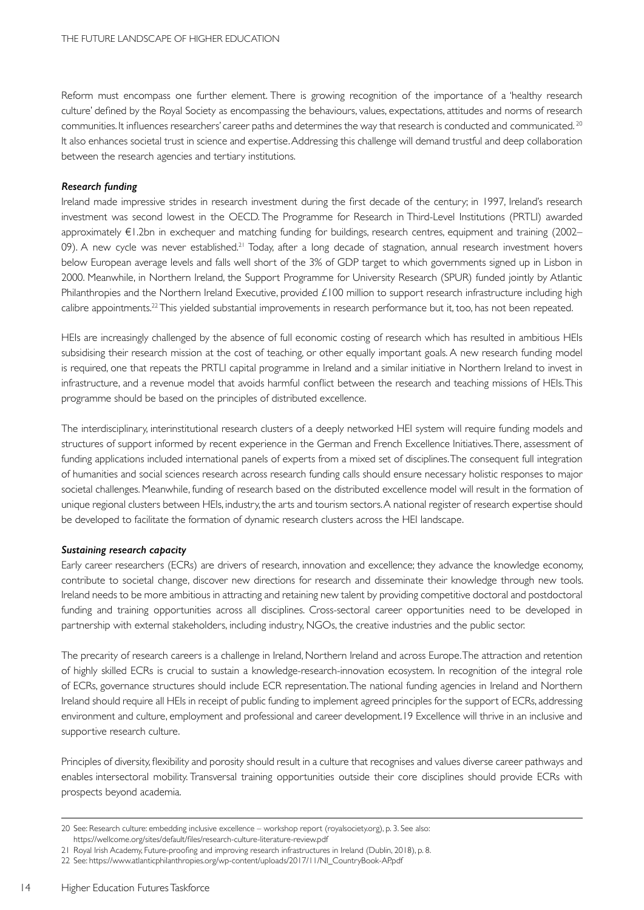Reform must encompass one further element. There is growing recognition of the importance of a 'healthy research culture' defined by the Royal Society as encompassing the behaviours, values, expectations, attitudes and norms of research communities. It influences researchers' career paths and determines the way that research is conducted and communicated.[20] It also enhances societal trust in science and expertise. Addressing this challenge will demand trustful and deep collaboration between the research agencies and tertiary institutions.

***Research funding***

Ireland made impressive strides in research investment during the first decade of the century; in 1997, Ireland's research investment was second lowest in the OECD. The Programme for Research in Third-Level Institutions (PRTLI) awarded approximately €1.2bn in exchequer and matching funding for buildings, research centres, equipment and training (2002–09). A new cycle was never established.[21] Today, after a long decade of stagnation, annual research investment hovers below European average levels and falls well short of the 3% of GDP target to which governments signed up in Lisbon in 2000. Meanwhile, in Northern Ireland, the Support Programme for University Research (SPUR) funded jointly by Atlantic Philanthropies and the Northern Ireland Executive, provided £100 million to support research infrastructure including high calibre appointments.[22] This yielded substantial improvements in research performance but it, too, has not been repeated.

HEIs are increasingly challenged by the absence of full economic costing of research which has resulted in ambitious HEIs subsidising their research mission at the cost of teaching, or other equally important goals. A new research funding model is required, one that repeats the PRTLI capital programme in Ireland and a similar initiative in Northern Ireland to invest in infrastructure, and a revenue model that avoids harmful conflict between the research and teaching missions of HEIs. This programme should be based on the principles of distributed excellence.

The interdisciplinary, interinstitutional research clusters of a deeply networked HEI system will require funding models and structures of support informed by recent experience in the German and French Excellence Initiatives. There, assessment of funding applications included international panels of experts from a mixed set of disciplines. The consequent full integration of humanities and social sciences research across research funding calls should ensure necessary holistic responses to major societal challenges. Meanwhile, funding of research based on the distributed excellence model will result in the formation of unique regional clusters between HEIs, industry, the arts and tourism sectors. A national register of research expertise should be developed to facilitate the formation of dynamic research clusters across the HEI landscape.

***Sustaining research capacity***

Early career researchers (ECRs) are drivers of research, innovation and excellence; they advance the knowledge economy, contribute to societal change, discover new directions for research and disseminate their knowledge through new tools. Ireland needs to be more ambitious in attracting and retaining new talent by providing competitive doctoral and postdoctoral funding and training opportunities across all disciplines. Cross-sectoral career opportunities need to be developed in partnership with external stakeholders, including industry, NGOs, the creative industries and the public sector.

The precarity of research careers is a challenge in Ireland, Northern Ireland and across Europe. The attraction and retention of highly skilled ECRs is crucial to sustain a knowledge-research-innovation ecosystem. In recognition of the integral role of ECRs, governance structures should include ECR representation. The national funding agencies in Ireland and Northern Ireland should require all HEIs in receipt of public funding to implement agreed principles for the support of ECRs, addressing environment and culture, employment and professional and career development.19 Excellence will thrive in an inclusive and supportive research culture.

Principles of diversity, flexibility and porosity should result in a culture that recognises and values diverse career pathways and enables intersectoral mobility. Transversal training opportunities outside their core disciplines should provide ECRs with prospects beyond academia.

---

20 See: Research culture: embedding inclusive excellence – workshop report (royalsociety.org), p. 3. See also: https://wellcome.org/sites/default/files/research-culture-literature-review.pdf

21 Royal Irish Academy, Future-proofing and improving research infrastructures in Ireland (Dublin, 2018), p. 8.

22 See: https://www.atlanticphilanthropies.org/wp-content/uploads/2017/11/NI_CountryBook-AP.pdf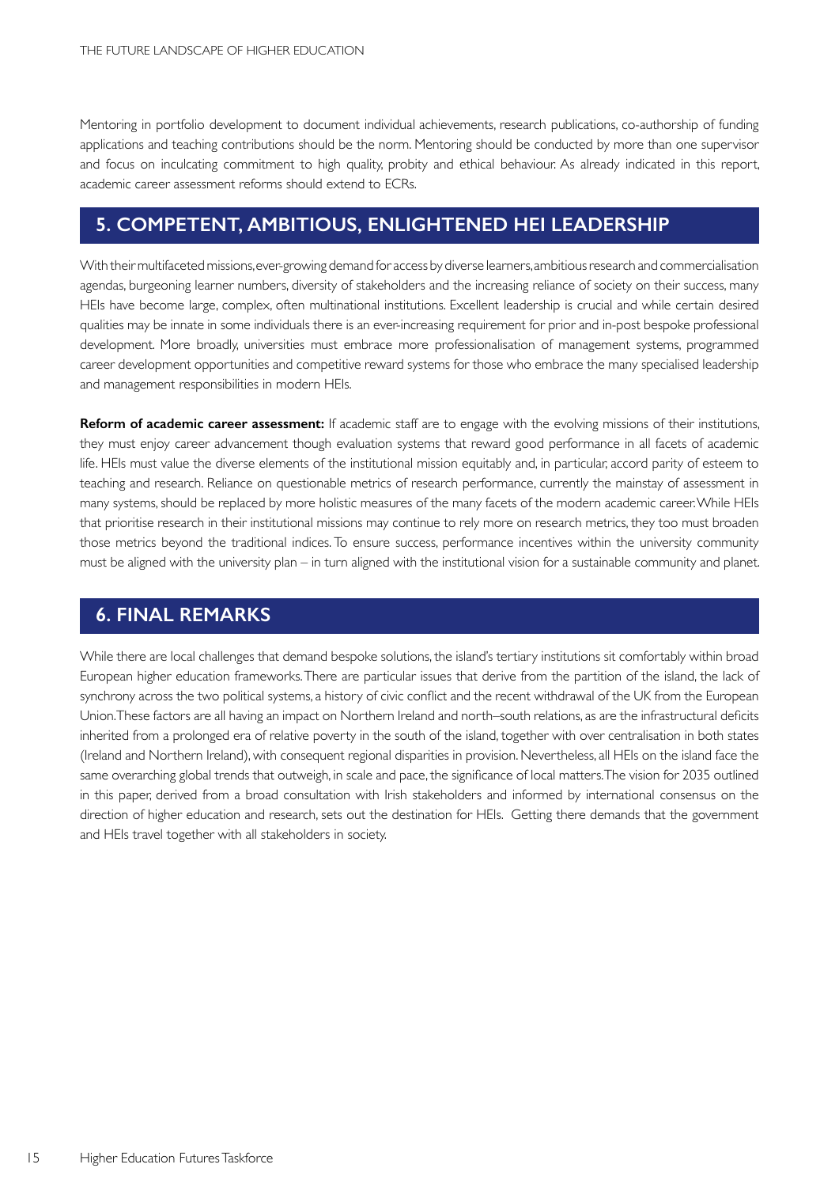Mentoring in portfolio development to document individual achievements, research publications, co-authorship of funding applications and teaching contributions should be the norm. Mentoring should be conducted by more than one supervisor and focus on inculcating commitment to high quality, probity and ethical behaviour. As already indicated in this report, academic career assessment reforms should extend to ECRs.

## 5. COMPETENT, AMBITIOUS, ENLIGHTENED HEI LEADERSHIP

With their multifaceted missions, ever-growing demand for access by diverse learners, ambitious research and commercialisation agendas, burgeoning learner numbers, diversity of stakeholders and the increasing reliance of society on their success, many HEIs have become large, complex, often multinational institutions. Excellent leadership is crucial and while certain desired qualities may be innate in some individuals there is an ever-increasing requirement for prior and in-post bespoke professional development. More broadly, universities must embrace more professionalisation of management systems, programmed career development opportunities and competitive reward systems for those who embrace the many specialised leadership and management responsibilities in modern HEIs.

**Reform of academic career assessment:** If academic staff are to engage with the evolving missions of their institutions, they must enjoy career advancement though evaluation systems that reward good performance in all facets of academic life. HEIs must value the diverse elements of the institutional mission equitably and, in particular, accord parity of esteem to teaching and research. Reliance on questionable metrics of research performance, currently the mainstay of assessment in many systems, should be replaced by more holistic measures of the many facets of the modern academic career. While HEIs that prioritise research in their institutional missions may continue to rely more on research metrics, they too must broaden those metrics beyond the traditional indices. To ensure success, performance incentives within the university community must be aligned with the university plan – in turn aligned with the institutional vision for a sustainable community and planet.

## 6. FINAL REMARKS

While there are local challenges that demand bespoke solutions, the island's tertiary institutions sit comfortably within broad European higher education frameworks. There are particular issues that derive from the partition of the island, the lack of synchrony across the two political systems, a history of civic conflict and the recent withdrawal of the UK from the European Union. These factors are all having an impact on Northern Ireland and north–south relations, as are the infrastructural deficits inherited from a prolonged era of relative poverty in the south of the island, together with over centralisation in both states (Ireland and Northern Ireland), with consequent regional disparities in provision. Nevertheless, all HEIs on the island face the same overarching global trends that outweigh, in scale and pace, the significance of local matters. The vision for 2035 outlined in this paper, derived from a broad consultation with Irish stakeholders and informed by international consensus on the direction of higher education and research, sets out the destination for HEIs. Getting there demands that the government and HEIs travel together with all stakeholders in society.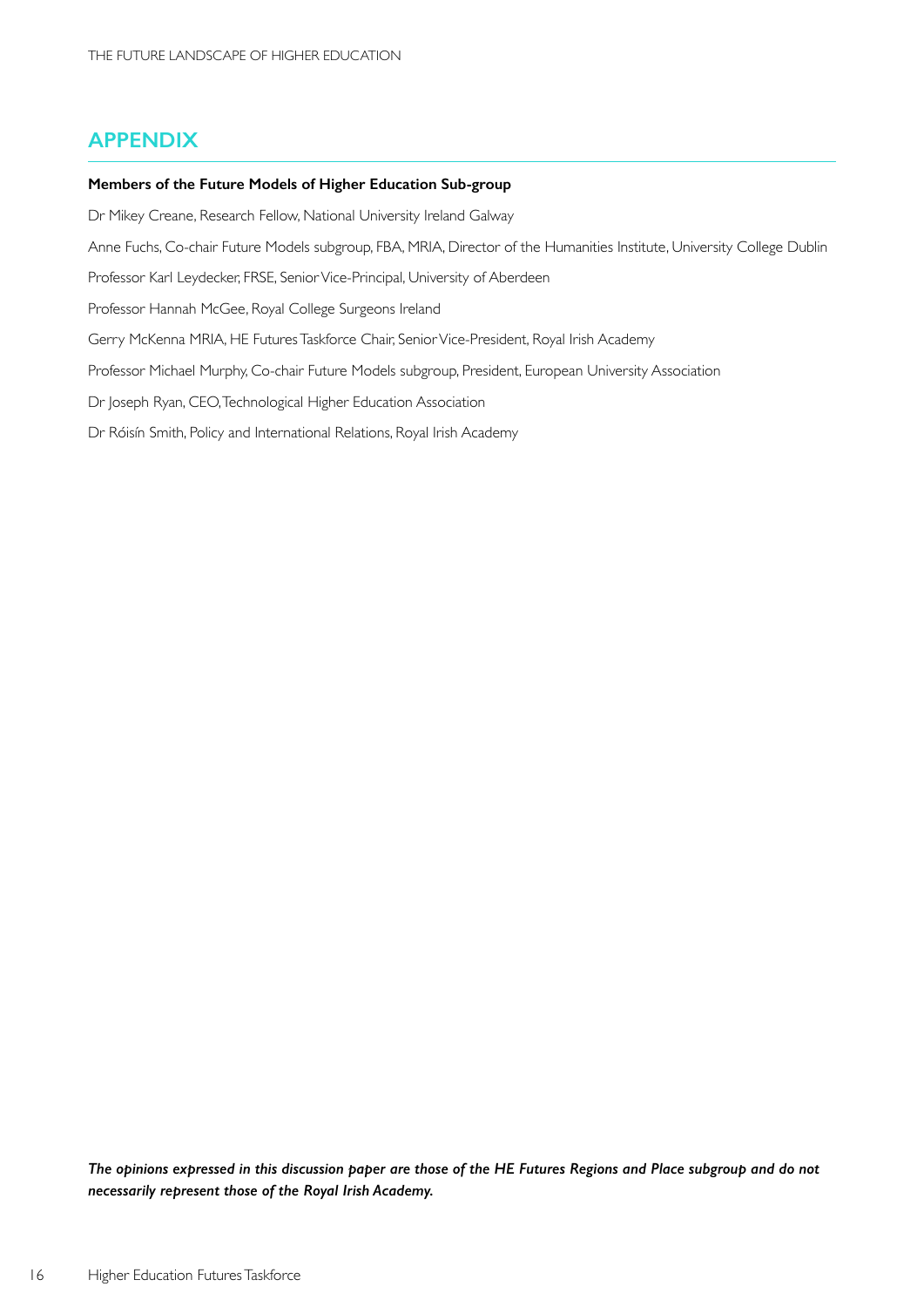## APPENDIX

**Members of the Future Models of Higher Education Sub-group**

Dr Mikey Creane, Research Fellow, National University Ireland Galway

Anne Fuchs, Co-chair Future Models subgroup, FBA, MRIA, Director of the Humanities Institute, University College Dublin

Professor Karl Leydecker, FRSE, Senior Vice-Principal, University of Aberdeen

Professor Hannah McGee, Royal College Surgeons Ireland

Gerry McKenna MRIA, HE Futures Taskforce Chair, Senior Vice-President, Royal Irish Academy

Professor Michael Murphy, Co-chair Future Models subgroup, President, European University Association

Dr Joseph Ryan, CEO, Technological Higher Education Association

Dr Róisín Smith, Policy and International Relations, Royal Irish Academy

***The opinions expressed in this discussion paper are those of the HE Futures Regions and Place subgroup and do not necessarily represent those of the Royal Irish Academy.***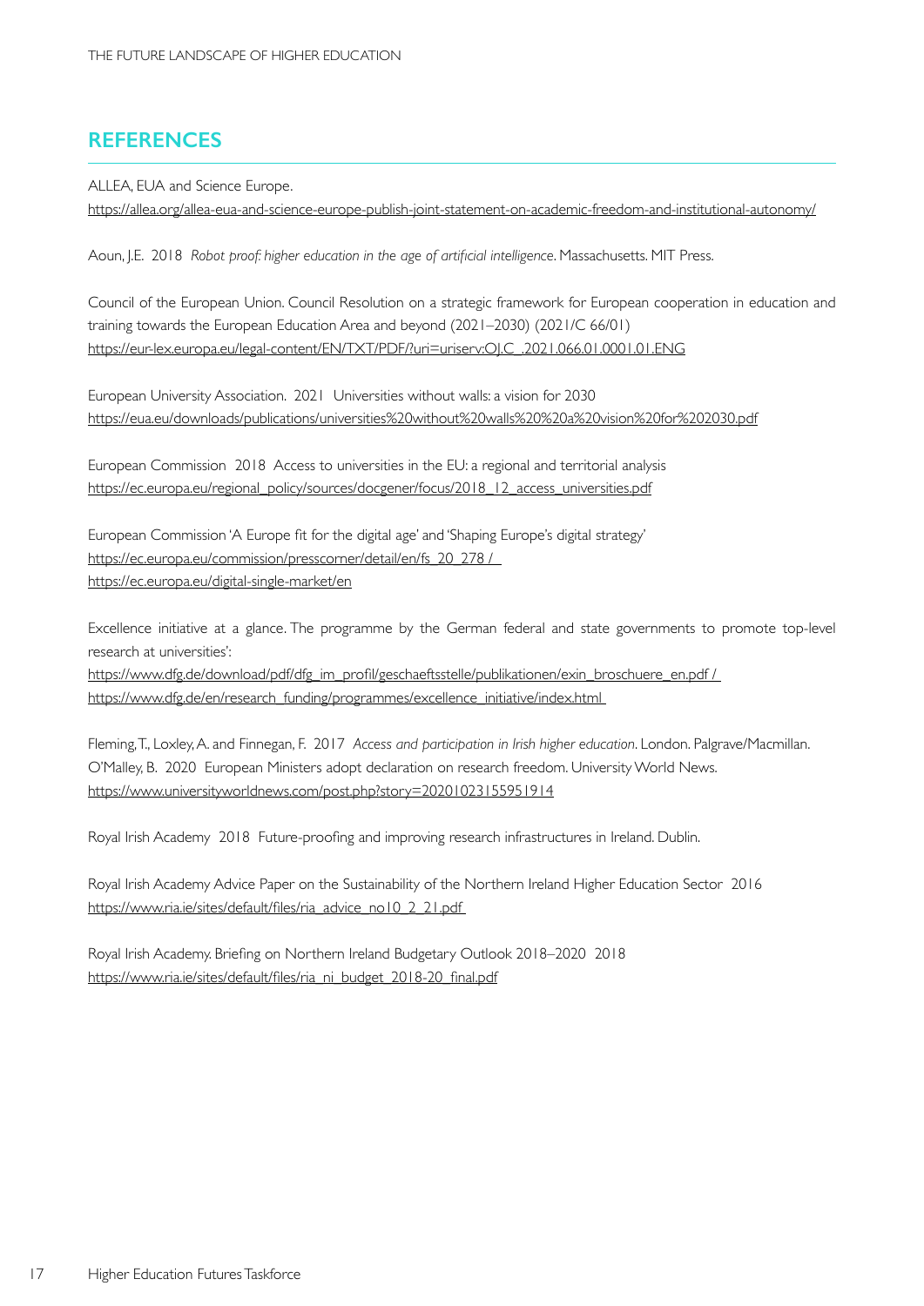## REFERENCES

ALLEA, EUA and Science Europe.
https://allea.org/allea-eua-and-science-europe-publish-joint-statement-on-academic-freedom-and-institutional-autonomy/

Aoun, J.E. 2018 *Robot proof: higher education in the age of artificial intelligence*. Massachusetts. MIT Press.

Council of the European Union. Council Resolution on a strategic framework for European cooperation in education and training towards the European Education Area and beyond (2021–2030) (2021/C 66/01)
https://eur-lex.europa.eu/legal-content/EN/TXT/PDF/?uri=uriserv:OJ.C_.2021.066.01.0001.01.ENG

European University Association. 2021 Universities without walls: a vision for 2030
https://eua.eu/downloads/publications/universities%20without%20walls%20%20a%20vision%20for%202030.pdf

European Commission 2018 Access to universities in the EU: a regional and territorial analysis
https://ec.europa.eu/regional_policy/sources/docgener/focus/2018_12_access_universities.pdf

European Commission 'A Europe fit for the digital age' and 'Shaping Europe's digital strategy'
https://ec.europa.eu/commission/presscorner/detail/en/fs_20_278 /
https://ec.europa.eu/digital-single-market/en

Excellence initiative at a glance. The programme by the German federal and state governments to promote top-level research at universities':
https://www.dfg.de/download/pdf/dfg_im_profil/geschaeftsstelle/publikationen/exin_broschuere_en.pdf /
https://www.dfg.de/en/research_funding/programmes/excellence_initiative/index.html

Fleming, T., Loxley, A. and Finnegan, F. 2017 *Access and participation in Irish higher education*. London. Palgrave/Macmillan.
O'Malley, B. 2020 European Ministers adopt declaration on research freedom. University World News.
https://www.universityworldnews.com/post.php?story=20201023155951914

Royal Irish Academy 2018 Future-proofing and improving research infrastructures in Ireland. Dublin.

Royal Irish Academy Advice Paper on the Sustainability of the Northern Ireland Higher Education Sector 2016
https://www.ria.ie/sites/default/files/ria_advice_no10_2_21.pdf

Royal Irish Academy. Briefing on Northern Ireland Budgetary Outlook 2018–2020 2018
https://www.ria.ie/sites/default/files/ria_ni_budget_2018-20_final.pdf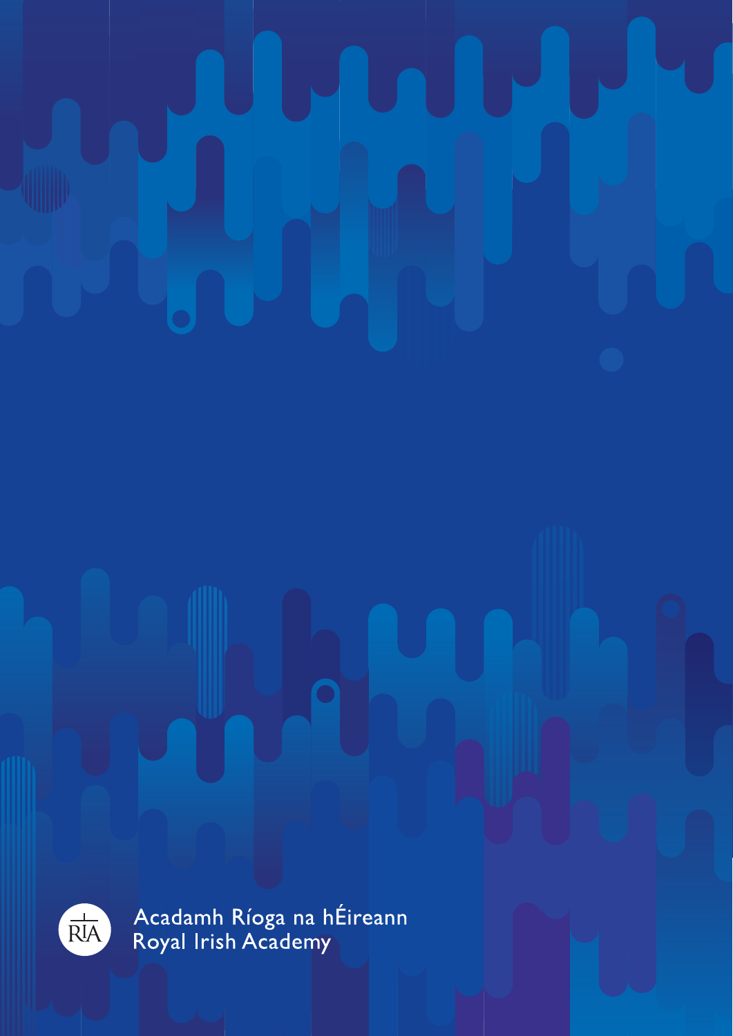Acadamh Ríoga na hÉireann
Royal Irish Academy